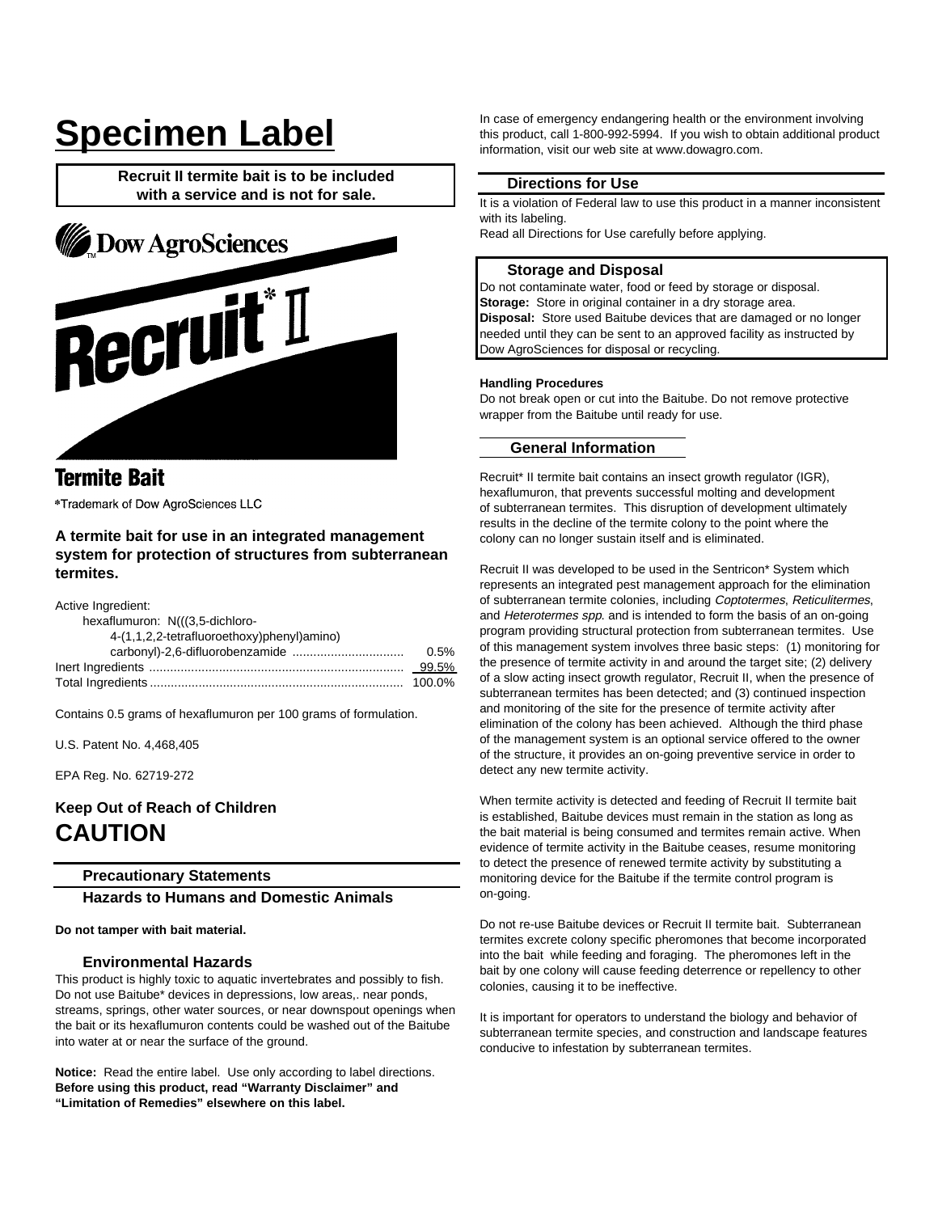# Specimen Label

**Recruit II termite bait is to be included with a service and is not for sale.**

Dow AgroSciences

# Recruit* II

## Termite Bait

*Trademark of Dow AgroSciences LLC

**A termite bait for use in an integrated management system for protection of structures from subterranean termites.**

| Active Ingredient: | |
|---|---|
| hexaflumuron: N(((3,5-dichloro-4-(1,1,2,2-tetrafluoroethoxy)phenyl)amino)carbonyl)-2,6-difluorobenzamide | 0.5% |
| Inert Ingredients | 99.5% |
| Total Ingredients | 100.0% |

Contains 0.5 grams of hexaflumuron per 100 grams of formulation.

U.S. Patent No. 4,468,405

EPA Reg. No. 62719-272

**Keep Out of Reach of Children**

**CAUTION**

### Precautionary Statements

### Hazards to Humans and Domestic Animals

**Do not tamper with bait material.**

### Environmental Hazards

This product is highly toxic to aquatic invertebrates and possibly to fish. Do not use Baitube* devices in depressions, low areas,. near ponds, streams, springs, other water sources, or near downspout openings when the bait or its hexaflumuron contents could be washed out of the Baitube into water at or near the surface of the ground.

**Notice:** Read the entire label. Use only according to label directions. **Before using this product, read "Warranty Disclaimer" and "Limitation of Remedies" elsewhere on this label.**

In case of emergency endangering health or the environment involving this product, call 1-800-992-5994. If you wish to obtain additional product information, visit our web site at www.dowagro.com.

### Directions for Use

It is a violation of Federal law to use this product in a manner inconsistent with its labeling.

Read all Directions for Use carefully before applying.

### Storage and Disposal

Do not contaminate water, food or feed by storage or disposal.

**Storage:** Store in original container in a dry storage area.

**Disposal:** Store used Baitube devices that are damaged or no longer needed until they can be sent to an approved facility as instructed by Dow AgroSciences for disposal or recycling.

**Handling Procedures**

Do not break open or cut into the Baitube. Do not remove protective wrapper from the Baitube until ready for use.

### General Information

Recruit* II termite bait contains an insect growth regulator (IGR), hexaflumuron, that prevents successful molting and development of subterranean termites. This disruption of development ultimately results in the decline of the termite colony to the point where the colony can no longer sustain itself and is eliminated.

Recruit II was developed to be used in the Sentricon* System which represents an integrated pest management approach for the elimination of subterranean termite colonies, including *Coptotermes*, *Reticulitermes*, and *Heterotermes spp.* and is intended to form the basis of an on-going program providing structural protection from subterranean termites. Use of this management system involves three basic steps: (1) monitoring for the presence of termite activity in and around the target site; (2) delivery of a slow acting insect growth regulator, Recruit II, when the presence of subterranean termites has been detected; and (3) continued inspection and monitoring of the site for the presence of termite activity after elimination of the colony has been achieved. Although the third phase of the management system is an optional service offered to the owner of the structure, it provides an on-going preventive service in order to detect any new termite activity.

When termite activity is detected and feeding of Recruit II termite bait is established, Baitube devices must remain in the station as long as the bait material is being consumed and termites remain active. When evidence of termite activity in the Baitube ceases, resume monitoring to detect the presence of renewed termite activity by substituting a monitoring device for the Baitube if the termite control program is on-going.

Do not re-use Baitube devices or Recruit II termite bait. Subterranean termites excrete colony specific pheromones that become incorporated into the bait while feeding and foraging. The pheromones left in the bait by one colony will cause feeding deterrence or repellency to other colonies, causing it to be ineffective.

It is important for operators to understand the biology and behavior of subterranean termite species, and construction and landscape features conducive to infestation by subterranean termites.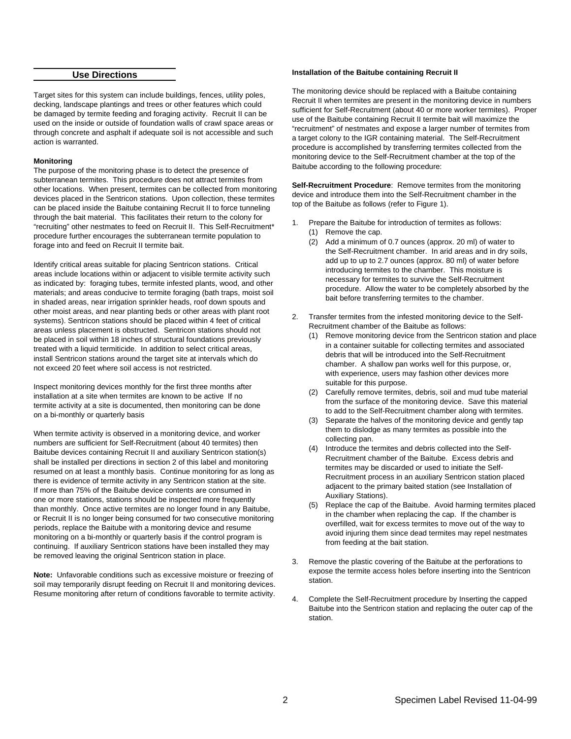## Use Directions

Target sites for this system can include buildings, fences, utility poles, decking, landscape plantings and trees or other features which could be damaged by termite feeding and foraging activity. Recruit II can be used on the inside or outside of foundation walls of crawl space areas or through concrete and asphalt if adequate soil is not accessible and such action is warranted.

**Monitoring**

The purpose of the monitoring phase is to detect the presence of subterranean termites. This procedure does not attract termites from other locations. When present, termites can be collected from monitoring devices placed in the Sentricon stations. Upon collection, these termites can be placed inside the Baitube containing Recruit II to force tunneling through the bait material. This facilitates their return to the colony for "recruiting" other nestmates to feed on Recruit II. This Self-Recruitment* procedure further encourages the subterranean termite population to forage into and feed on Recruit II termite bait.

Identify critical areas suitable for placing Sentricon stations. Critical areas include locations within or adjacent to visible termite activity such as indicated by: foraging tubes, termite infested plants, wood, and other materials; and areas conducive to termite foraging (bath traps, moist soil in shaded areas, near irrigation sprinkler heads, roof down spouts and other moist areas, and near planting beds or other areas with plant root systems). Sentricon stations should be placed within 4 feet of critical areas unless placement is obstructed. Sentricon stations should not be placed in soil within 18 inches of structural foundations previously treated with a liquid termiticide. In addition to select critical areas, install Sentricon stations around the target site at intervals which do not exceed 20 feet where soil access is not restricted.

Inspect monitoring devices monthly for the first three months after installation at a site when termites are known to be active If no termite activity at a site is documented, then monitoring can be done on a bi-monthly or quarterly basis

When termite activity is observed in a monitoring device, and worker numbers are sufficient for Self-Recruitment (about 40 termites) then Baitube devices containing Recruit II and auxiliary Sentricon station(s) shall be installed per directions in section 2 of this label and monitoring resumed on at least a monthly basis. Continue monitoring for as long as there is evidence of termite activity in any Sentricon station at the site. If more than 75% of the Baitube device contents are consumed in one or more stations, stations should be inspected more frequently than monthly. Once active termites are no longer found in any Baitube, or Recruit II is no longer being consumed for two consecutive monitoring periods, replace the Baitube with a monitoring device and resume monitoring on a bi-monthly or quarterly basis if the control program is continuing. If auxiliary Sentricon stations have been installed they may be removed leaving the original Sentricon station in place.

**Note:** Unfavorable conditions such as excessive moisture or freezing of soil may temporarily disrupt feeding on Recruit II and monitoring devices. Resume monitoring after return of conditions favorable to termite activity.

**Installation of the Baitube containing Recruit II**

The monitoring device should be replaced with a Baitube containing Recruit II when termites are present in the monitoring device in numbers sufficient for Self-Recruitment (about 40 or more worker termites). Proper use of the Baitube containing Recruit II termite bait will maximize the "recruitment" of nestmates and expose a larger number of termites from a target colony to the IGR containing material. The Self-Recruitment procedure is accomplished by transferring termites collected from the monitoring device to the Self-Recruitment chamber at the top of the Baitube according to the following procedure:

**Self-Recruitment Procedure**: Remove termites from the monitoring device and introduce them into the Self-Recruitment chamber in the top of the Baitube as follows (refer to Figure 1).

1. Prepare the Baitube for introduction of termites as follows:
   (1) Remove the cap.
   (2) Add a minimum of 0.7 ounces (approx. 20 ml) of water to the Self-Recruitment chamber. In arid areas and in dry soils, add up to up to 2.7 ounces (approx. 80 ml) of water before introducing termites to the chamber. This moisture is necessary for termites to survive the Self-Recruitment procedure. Allow the water to be completely absorbed by the bait before transferring termites to the chamber.

2. Transfer termites from the infested monitoring device to the Self-Recruitment chamber of the Baitube as follows:
   (1) Remove monitoring device from the Sentricon station and place in a container suitable for collecting termites and associated debris that will be introduced into the Self-Recruitment chamber. A shallow pan works well for this purpose, or, with experience, users may fashion other devices more suitable for this purpose.
   (2) Carefully remove termites, debris, soil and mud tube material from the surface of the monitoring device. Save this material to add to the Self-Recruitment chamber along with termites.
   (3) Separate the halves of the monitoring device and gently tap them to dislodge as many termites as possible into the collecting pan.
   (4) Introduce the termites and debris collected into the Self-Recruitment chamber of the Baitube. Excess debris and termites may be discarded or used to initiate the Self-Recruitment process in an auxiliary Sentricon station placed adjacent to the primary baited station (see Installation of Auxiliary Stations).
   (5) Replace the cap of the Baitube. Avoid harming termites placed in the chamber when replacing the cap. If the chamber is overfilled, wait for excess termites to move out of the way to avoid injuring them since dead termites may repel nestmates from feeding at the bait station.

3. Remove the plastic covering of the Baitube at the perforations to expose the termite access holes before inserting into the Sentricon station.

4. Complete the Self-Recruitment procedure by Inserting the capped Baitube into the Sentricon station and replacing the outer cap of the station.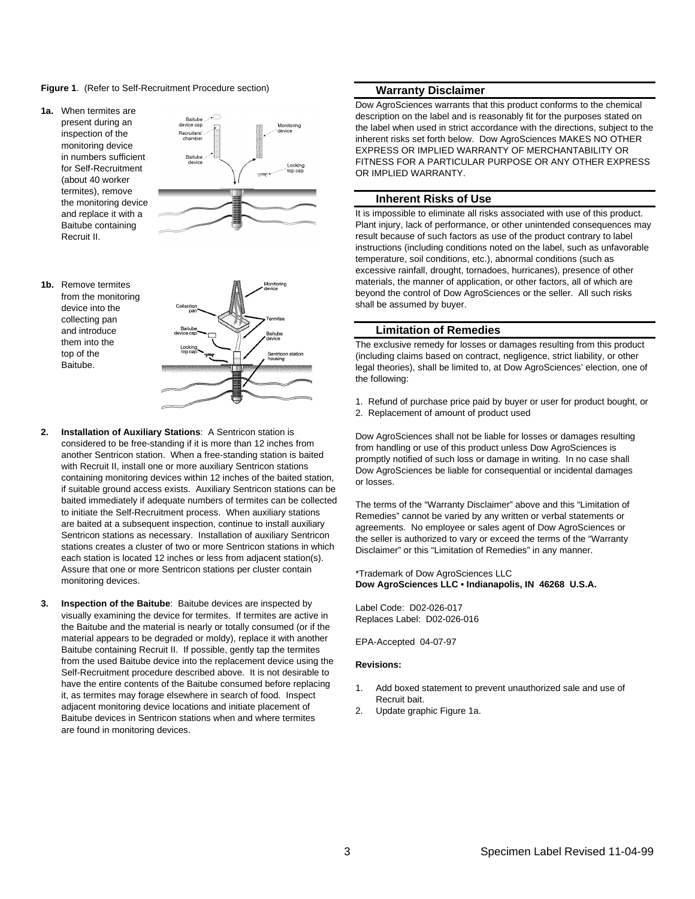**Figure 1**. (Refer to Self-Recruitment Procedure section)

**1a.** When termites are present during an inspection of the monitoring device in numbers sufficient for Self-Recruitment (about 40 worker termites), remove the monitoring device and replace it with a Baitube containing Recruit II.

Baitube device cap
Recruiters' chamber
Baitube device
Monitoring device
Locking top cap

**1b.** Remove termites from the monitoring device into the collecting pan and introduce them into the top of the Baitube.

Monitoring device
Collection pan
Termites
Baitube device cap
Baitube device
Locking top cap
Sentricon station housing

**2. Installation of Auxiliary Stations**: A Sentricon station is considered to be free-standing if it is more than 12 inches from another Sentricon station. When a free-standing station is baited with Recruit II, install one or more auxiliary Sentricon stations containing monitoring devices within 12 inches of the baited station, if suitable ground access exists. Auxiliary Sentricon stations can be baited immediately if adequate numbers of termites can be collected to initiate the Self-Recruitment process. When auxiliary stations are baited at a subsequent inspection, continue to install auxiliary Sentricon stations as necessary. Installation of auxiliary Sentricon stations creates a cluster of two or more Sentricon stations in which each station is located 12 inches or less from adjacent station(s). Assure that one or more Sentricon stations per cluster contain monitoring devices.

**3. Inspection of the Baitube**: Baitube devices are inspected by visually examining the device for termites. If termites are active in the Baitube and the material is nearly or totally consumed (or if the material appears to be degraded or moldy), replace it with another Baitube containing Recruit II. If possible, gently tap the termites from the used Baitube device into the replacement device using the Self-Recruitment procedure described above. It is not desirable to have the entire contents of the Baitube consumed before replacing it, as termites may forage elsewhere in search of food. Inspect adjacent monitoring device locations and initiate placement of Baitube devices in Sentricon stations when and where termites are found in monitoring devices.

## Warranty Disclaimer

Dow AgroSciences warrants that this product conforms to the chemical description on the label and is reasonably fit for the purposes stated on the label when used in strict accordance with the directions, subject to the inherent risks set forth below. Dow AgroSciences MAKES NO OTHER EXPRESS OR IMPLIED WARRANTY OF MERCHANTABILITY OR FITNESS FOR A PARTICULAR PURPOSE OR ANY OTHER EXPRESS OR IMPLIED WARRANTY.

## Inherent Risks of Use

It is impossible to eliminate all risks associated with use of this product. Plant injury, lack of performance, or other unintended consequences may result because of such factors as use of the product contrary to label instructions (including conditions noted on the label, such as unfavorable temperature, soil conditions, etc.), abnormal conditions (such as excessive rainfall, drought, tornadoes, hurricanes), presence of other materials, the manner of application, or other factors, all of which are beyond the control of Dow AgroSciences or the seller. All such risks shall be assumed by buyer.

## Limitation of Remedies

The exclusive remedy for losses or damages resulting from this product (including claims based on contract, negligence, strict liability, or other legal theories), shall be limited to, at Dow AgroSciences' election, one of the following:

1. Refund of purchase price paid by buyer or user for product bought, or
2. Replacement of amount of product used

Dow AgroSciences shall not be liable for losses or damages resulting from handling or use of this product unless Dow AgroSciences is promptly notified of such loss or damage in writing. In no case shall Dow AgroSciences be liable for consequential or incidental damages or losses.

The terms of the "Warranty Disclaimer" above and this "Limitation of Remedies" cannot be varied by any written or verbal statements or agreements. No employee or sales agent of Dow AgroSciences or the seller is authorized to vary or exceed the terms of the "Warranty Disclaimer" or this "Limitation of Remedies" in any manner.

*Trademark of Dow AgroSciences LLC
**Dow AgroSciences LLC • Indianapolis, IN 46268 U.S.A.**

Label Code: D02-026-017
Replaces Label: D02-026-016

EPA-Accepted 04-07-97

**Revisions:**

1. Add boxed statement to prevent unauthorized sale and use of Recruit bait.
2. Update graphic Figure 1a.

Specimen Label Revised 11-04-99